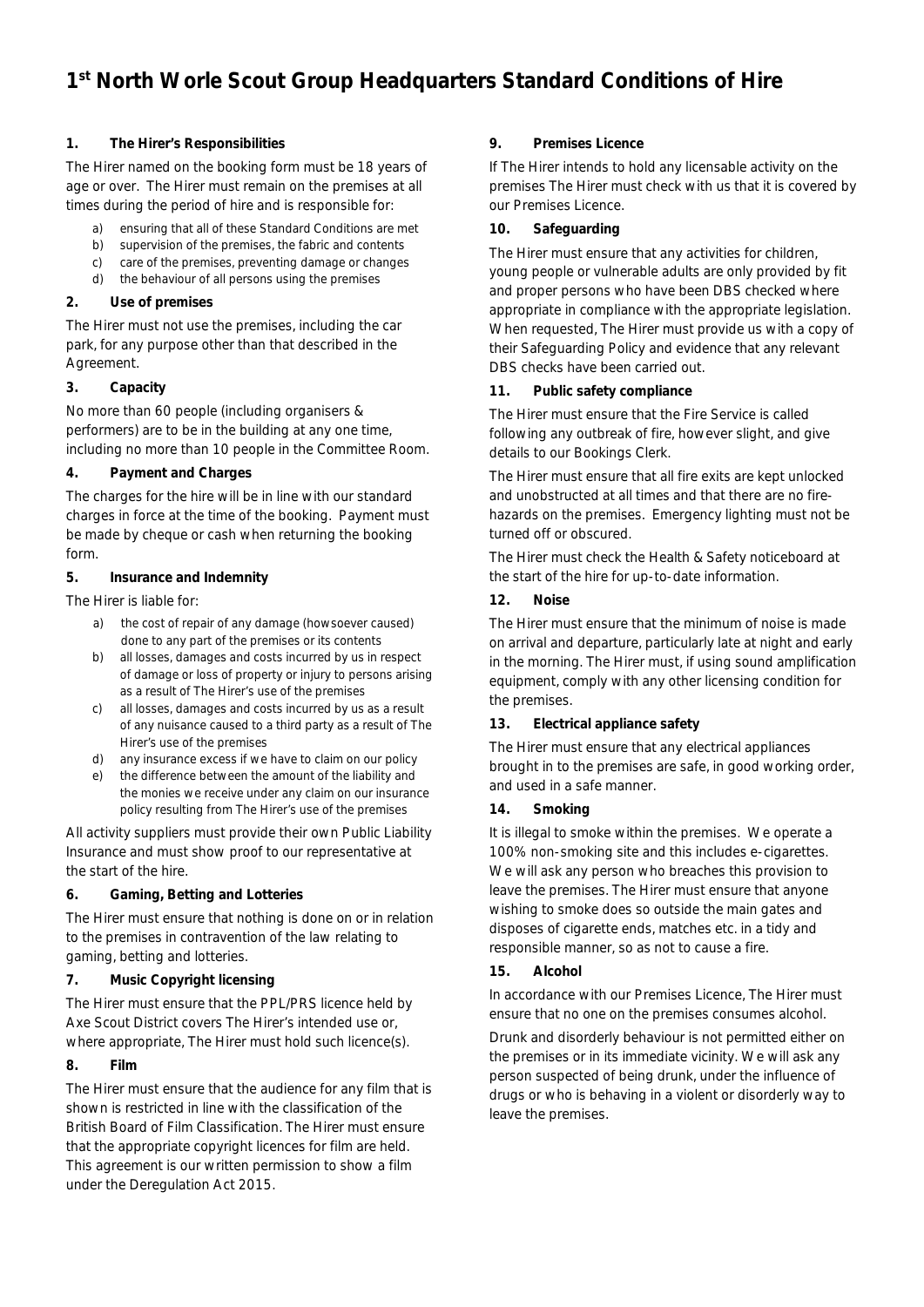# 1st North Worle Scout Group Headquarters Standard Conditions of Hire

### 1. The Hirer's Responsibilities

The Hirer named on the booking form must be 18 years of age or over. The Hirer must remain on the premises at all times during the period of hire and is responsible for:

a) ensuring that all of these Standard Conditions are met
b) supervision of the premises, the fabric and contents
c) care of the premises, preventing damage or changes
d) the behaviour of all persons using the premises

### 2. Use of premises

The Hirer must not use the premises, including the car park, for any purpose other than that described in the Agreement.

### 3. Capacity

No more than 60 people (including organisers & performers) are to be in the building at any one time, including no more than 10 people in the Committee Room.

### 4. Payment and Charges

The charges for the hire will be in line with our standard charges in force at the time of the booking. Payment must be made by cheque or cash when returning the booking form.

### 5. Insurance and Indemnity

The Hirer is liable for:

a) the cost of repair of any damage (howsoever caused) done to any part of the premises or its contents
b) all losses, damages and costs incurred by us in respect of damage or loss of property or injury to persons arising as a result of The Hirer's use of the premises
c) all losses, damages and costs incurred by us as a result of any nuisance caused to a third party as a result of The Hirer's use of the premises
d) any insurance excess if we have to claim on our policy
e) the difference between the amount of the liability and the monies we receive under any claim on our insurance policy resulting from The Hirer's use of the premises

All activity suppliers must provide their own Public Liability Insurance and must show proof to our representative at the start of the hire.

### 6. Gaming, Betting and Lotteries

The Hirer must ensure that nothing is done on or in relation to the premises in contravention of the law relating to gaming, betting and lotteries.

### 7. Music Copyright licensing

The Hirer must ensure that the PPL/PRS licence held by Axe Scout District covers The Hirer's intended use or, where appropriate, The Hirer must hold such licence(s).

### 8. Film

The Hirer must ensure that the audience for any film that is shown is restricted in line with the classification of the British Board of Film Classification. The Hirer must ensure that the appropriate copyright licences for film are held. This agreement is our written permission to show a film under the Deregulation Act 2015.

### 9. Premises Licence

If The Hirer intends to hold any licensable activity on the premises The Hirer must check with us that it is covered by our Premises Licence.

### 10. Safeguarding

The Hirer must ensure that any activities for children, young people or vulnerable adults are only provided by fit and proper persons who have been DBS checked where appropriate in compliance with the appropriate legislation. When requested, The Hirer must provide us with a copy of their Safeguarding Policy and evidence that any relevant DBS checks have been carried out.

### 11. Public safety compliance

The Hirer must ensure that the Fire Service is called following any outbreak of fire, however slight, and give details to our Bookings Clerk.

The Hirer must ensure that all fire exits are kept unlocked and unobstructed at all times and that there are no fire-hazards on the premises. Emergency lighting must not be turned off or obscured.

The Hirer must check the Health & Safety noticeboard at the start of the hire for up-to-date information.

### 12. Noise

The Hirer must ensure that the minimum of noise is made on arrival and departure, particularly late at night and early in the morning. The Hirer must, if using sound amplification equipment, comply with any other licensing condition for the premises.

### 13. Electrical appliance safety

The Hirer must ensure that any electrical appliances brought in to the premises are safe, in good working order, and used in a safe manner.

### 14. Smoking

It is illegal to smoke within the premises. We operate a 100% non-smoking site and this includes e-cigarettes. We will ask any person who breaches this provision to leave the premises. The Hirer must ensure that anyone wishing to smoke does so outside the main gates and disposes of cigarette ends, matches etc. in a tidy and responsible manner, so as not to cause a fire.

### 15. Alcohol

In accordance with our Premises Licence, The Hirer must ensure that no one on the premises consumes alcohol.

Drunk and disorderly behaviour is not permitted either on the premises or in its immediate vicinity. We will ask any person suspected of being drunk, under the influence of drugs or who is behaving in a violent or disorderly way to leave the premises.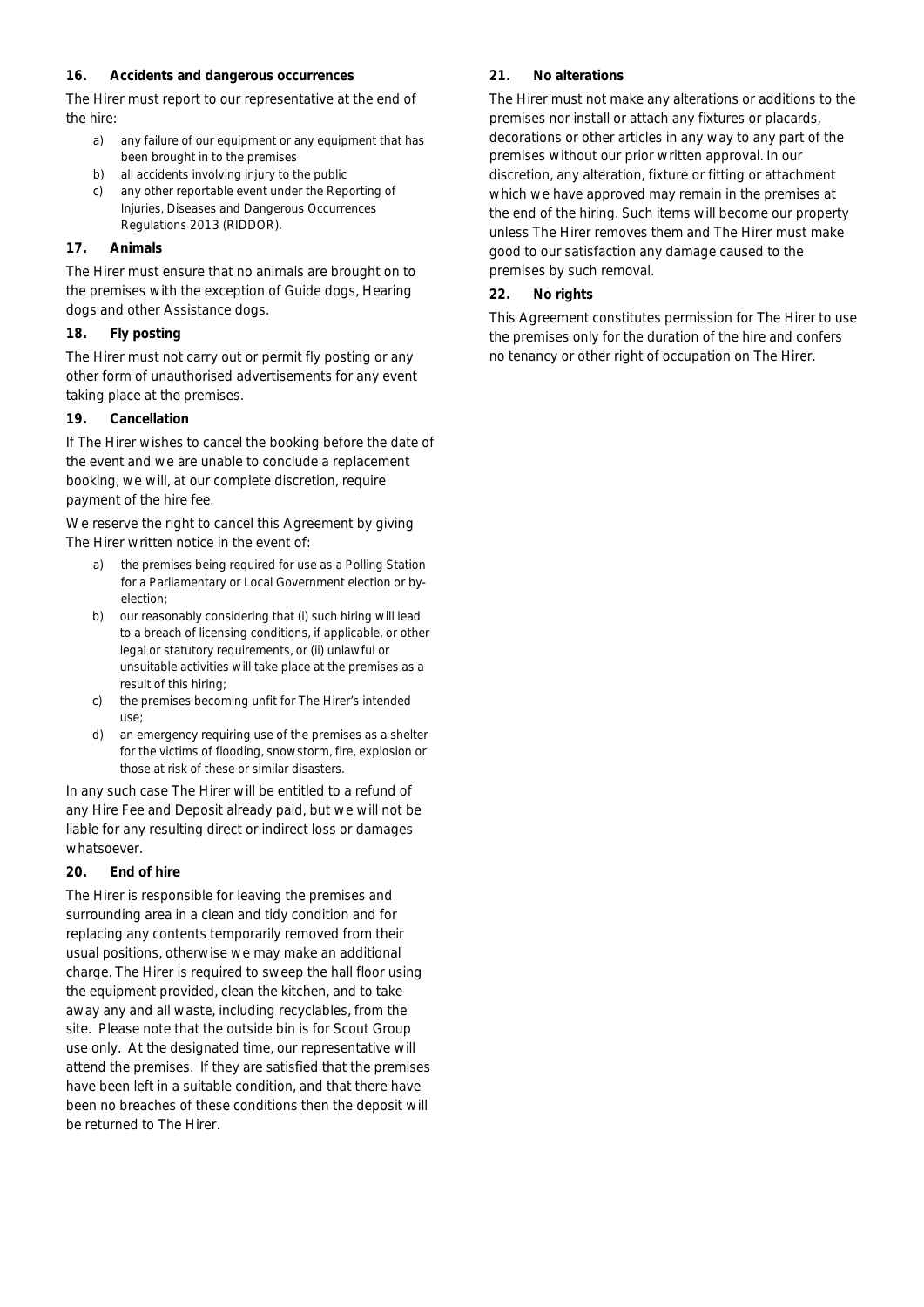### 16. Accidents and dangerous occurrences

The Hirer must report to our representative at the end of the hire:

a) any failure of our equipment or any equipment that has been brought in to the premises
b) all accidents involving injury to the public
c) any other reportable event under the Reporting of Injuries, Diseases and Dangerous Occurrences Regulations 2013 (RIDDOR).

### 17. Animals

The Hirer must ensure that no animals are brought on to the premises with the exception of Guide dogs, Hearing dogs and other Assistance dogs.

### 18. Fly posting

The Hirer must not carry out or permit fly posting or any other form of unauthorised advertisements for any event taking place at the premises.

### 19. Cancellation

If The Hirer wishes to cancel the booking before the date of the event and we are unable to conclude a replacement booking, we will, at our complete discretion, require payment of the hire fee.

We reserve the right to cancel this Agreement by giving The Hirer written notice in the event of:

a) the premises being required for use as a Polling Station for a Parliamentary or Local Government election or by-election;
b) our reasonably considering that (i) such hiring will lead to a breach of licensing conditions, if applicable, or other legal or statutory requirements, or (ii) unlawful or unsuitable activities will take place at the premises as a result of this hiring;
c) the premises becoming unfit for The Hirer's intended use;
d) an emergency requiring use of the premises as a shelter for the victims of flooding, snowstorm, fire, explosion or those at risk of these or similar disasters.

In any such case The Hirer will be entitled to a refund of any Hire Fee and Deposit already paid, but we will not be liable for any resulting direct or indirect loss or damages whatsoever.

### 20. End of hire

The Hirer is responsible for leaving the premises and surrounding area in a clean and tidy condition and for replacing any contents temporarily removed from their usual positions, otherwise we may make an additional charge. The Hirer is required to sweep the hall floor using the equipment provided, clean the kitchen, and to take away any and all waste, including recyclables, from the site. Please note that the outside bin is for Scout Group use only. At the designated time, our representative will attend the premises. If they are satisfied that the premises have been left in a suitable condition, and that there have been no breaches of these conditions then the deposit will be returned to The Hirer.

### 21. No alterations

The Hirer must not make any alterations or additions to the premises nor install or attach any fixtures or placards, decorations or other articles in any way to any part of the premises without our prior written approval. In our discretion, any alteration, fixture or fitting or attachment which we have approved may remain in the premises at the end of the hiring. Such items will become our property unless The Hirer removes them and The Hirer must make good to our satisfaction any damage caused to the premises by such removal.

### 22. No rights

This Agreement constitutes permission for The Hirer to use the premises only for the duration of the hire and confers no tenancy or other right of occupation on The Hirer.